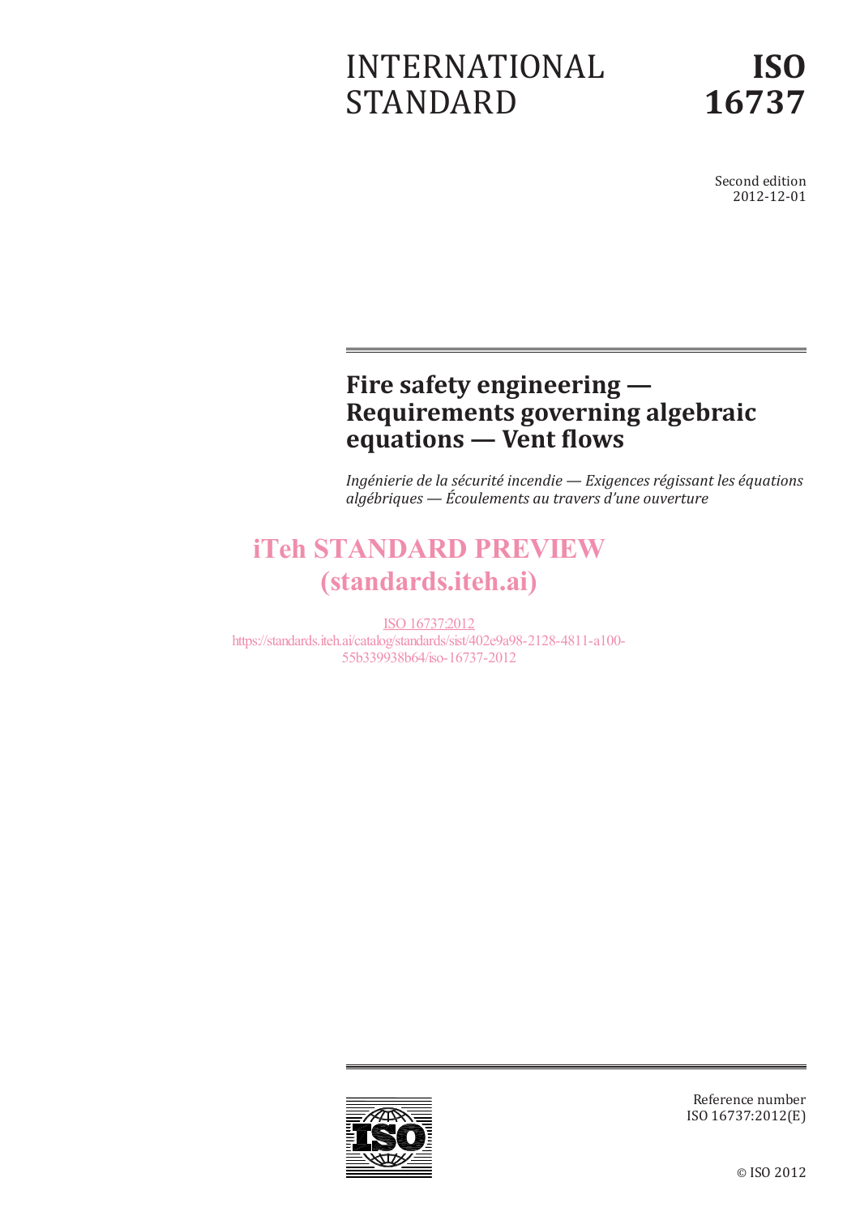INTERNATIONAL STANDARD

**ISO 16737**

Second edition
2012-12-01

# Fire safety engineering — Requirements governing algebraic equations — Vent flows

*Ingénierie de la sécurité incendie — Exigences régissant les équations algébriques — Écoulements au travers d'une ouverture*

iTeh STANDARD PREVIEW
(standards.iteh.ai)

ISO 16737:2012
https://standards.iteh.ai/catalog/standards/sist/402e9a98-2128-4811-a100-55b339938b64/iso-16737-2012

Reference number
ISO 16737:2012(E)

© ISO 2012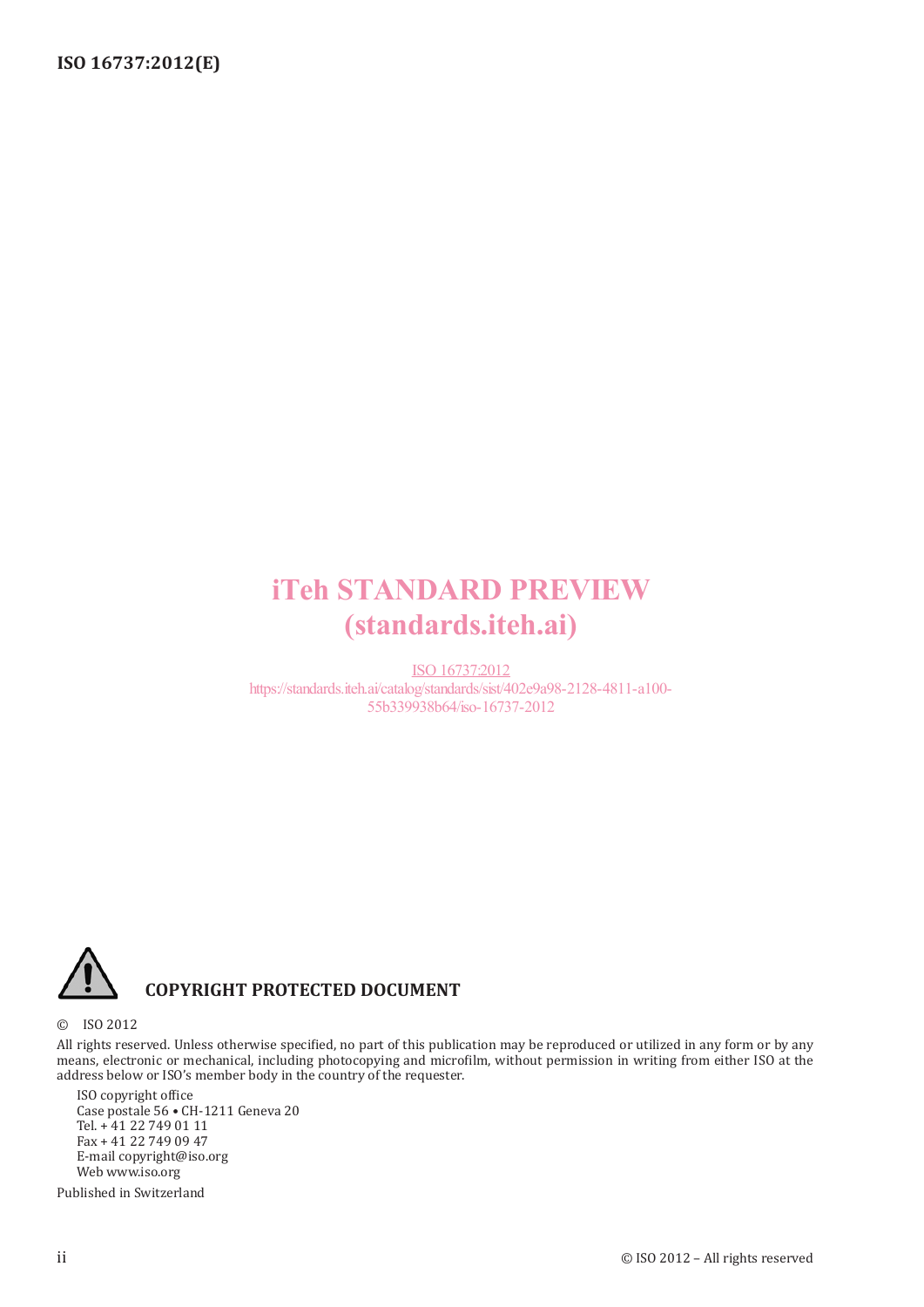iTeh STANDARD PREVIEW
(standards.iteh.ai)

ISO 16737:2012
https://standards.iteh.ai/catalog/standards/sist/402e9a98-2128-4811-a100-55b339938b64/iso-16737-2012

**COPYRIGHT PROTECTED DOCUMENT**

© ISO 2012

All rights reserved. Unless otherwise specified, no part of this publication may be reproduced or utilized in any form or by any means, electronic or mechanical, including photocopying and microfilm, without permission in writing from either ISO at the address below or ISO's member body in the country of the requester.

ISO copyright office
Case postale 56 • CH-1211 Geneva 20
Tel. + 41 22 749 01 11
Fax + 41 22 749 09 47
E-mail copyright@iso.org
Web www.iso.org

Published in Switzerland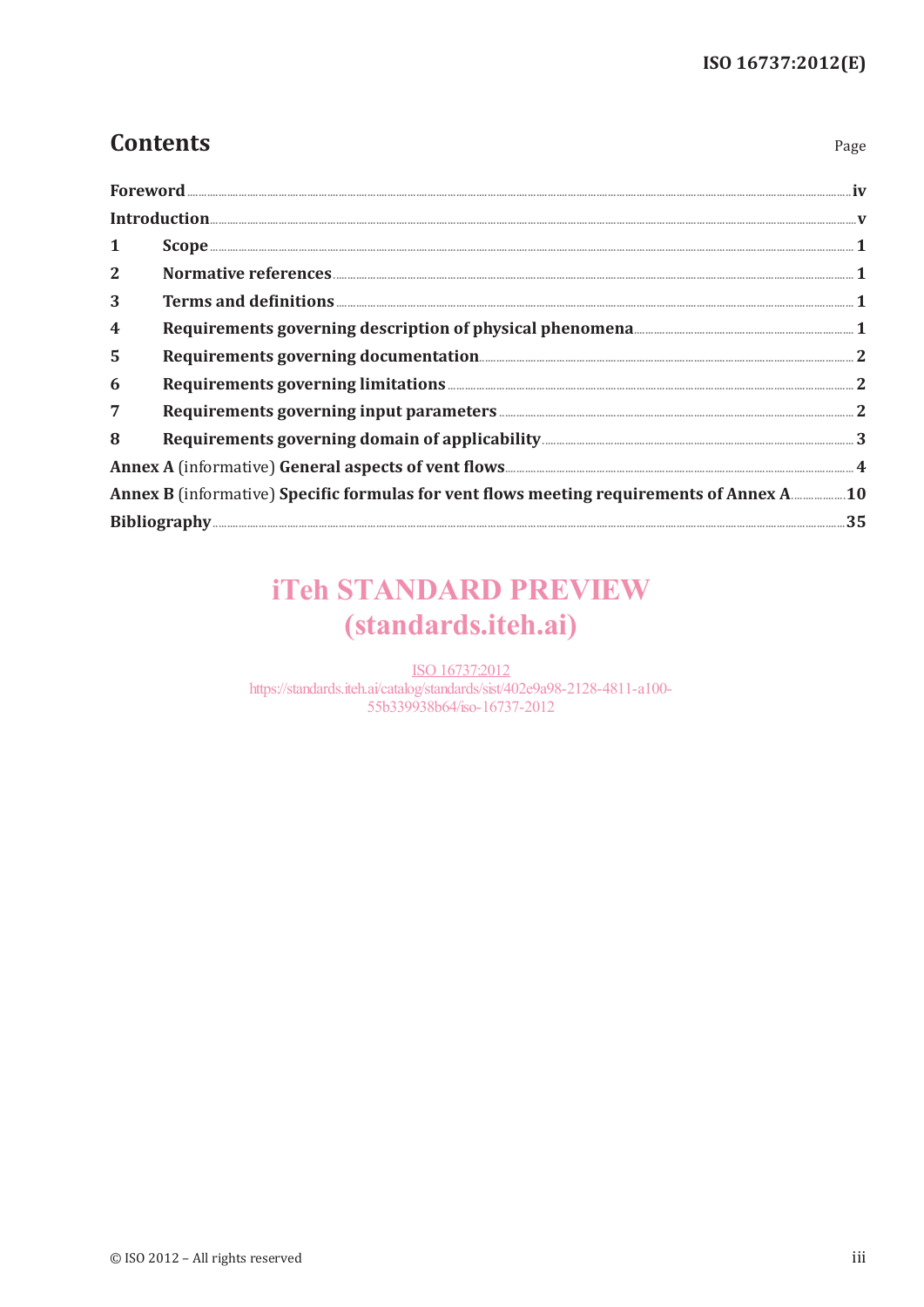# Contents

Page

| | | |
|---|---|---|
| **Foreword** | | **iv** |
| **Introduction** | | **v** |
| **1** | **Scope** | **1** |
| **2** | **Normative references** | **1** |
| **3** | **Terms and definitions** | **1** |
| **4** | **Requirements governing description of physical phenomena** | **1** |
| **5** | **Requirements governing documentation** | **2** |
| **6** | **Requirements governing limitations** | **2** |
| **7** | **Requirements governing input parameters** | **2** |
| **8** | **Requirements governing domain of applicability** | **3** |
| **Annex A** (informative) **General aspects of vent flows** | | **4** |
| **Annex B** (informative) **Specific formulas for vent flows meeting requirements of Annex A** | | **10** |
| **Bibliography** | | **35** |

iTeh STANDARD PREVIEW
(standards.iteh.ai)

ISO 16737:2012
https://standards.iteh.ai/catalog/standards/sist/402e9a98-2128-4811-a100-55b339938b64/iso-16737-2012

© ISO 2012 – All rights reserved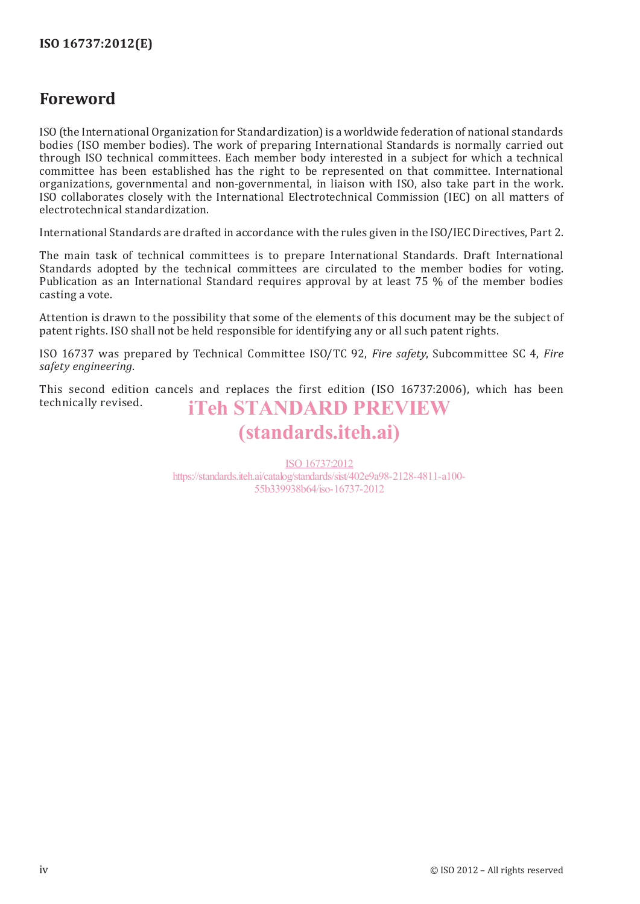# Foreword

ISO (the International Organization for Standardization) is a worldwide federation of national standards bodies (ISO member bodies). The work of preparing International Standards is normally carried out through ISO technical committees. Each member body interested in a subject for which a technical committee has been established has the right to be represented on that committee. International organizations, governmental and non-governmental, in liaison with ISO, also take part in the work. ISO collaborates closely with the International Electrotechnical Commission (IEC) on all matters of electrotechnical standardization.

International Standards are drafted in accordance with the rules given in the ISO/IEC Directives, Part 2.

The main task of technical committees is to prepare International Standards. Draft International Standards adopted by the technical committees are circulated to the member bodies for voting. Publication as an International Standard requires approval by at least 75 % of the member bodies casting a vote.

Attention is drawn to the possibility that some of the elements of this document may be the subject of patent rights. ISO shall not be held responsible for identifying any or all such patent rights.

ISO 16737 was prepared by Technical Committee ISO/TC 92, *Fire safety*, Subcommittee SC 4, *Fire safety engineering*.

This second edition cancels and replaces the first edition (ISO 16737:2006), which has been technically revised.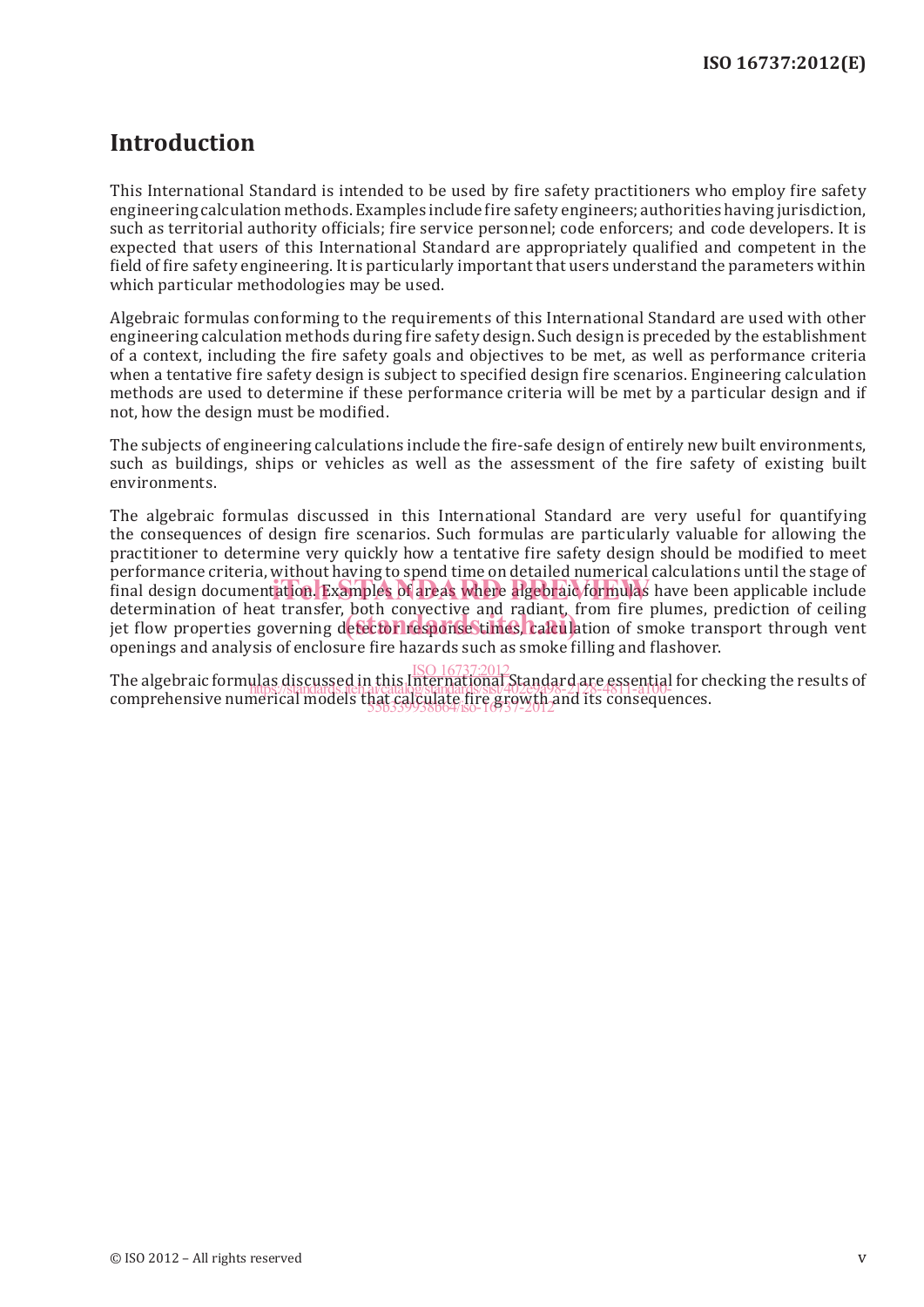# Introduction

This International Standard is intended to be used by fire safety practitioners who employ fire safety engineering calculation methods. Examples include fire safety engineers; authorities having jurisdiction, such as territorial authority officials; fire service personnel; code enforcers; and code developers. It is expected that users of this International Standard are appropriately qualified and competent in the field of fire safety engineering. It is particularly important that users understand the parameters within which particular methodologies may be used.

Algebraic formulas conforming to the requirements of this International Standard are used with other engineering calculation methods during fire safety design. Such design is preceded by the establishment of a context, including the fire safety goals and objectives to be met, as well as performance criteria when a tentative fire safety design is subject to specified design fire scenarios. Engineering calculation methods are used to determine if these performance criteria will be met by a particular design and if not, how the design must be modified.

The subjects of engineering calculations include the fire-safe design of entirely new built environments, such as buildings, ships or vehicles as well as the assessment of the fire safety of existing built environments.

The algebraic formulas discussed in this International Standard are very useful for quantifying the consequences of design fire scenarios. Such formulas are particularly valuable for allowing the practitioner to determine very quickly how a tentative fire safety design should be modified to meet performance criteria, without having to spend time on detailed numerical calculations until the stage of final design documentation. Examples of areas where algebraic formulas have been applicable include determination of heat transfer, both convective and radiant, from fire plumes, prediction of ceiling jet flow properties governing detector response times, calculation of smoke transport through vent openings and analysis of enclosure fire hazards such as smoke filling and flashover.

The algebraic formulas discussed in this International Standard are essential for checking the results of comprehensive numerical models that calculate fire growth and its consequences.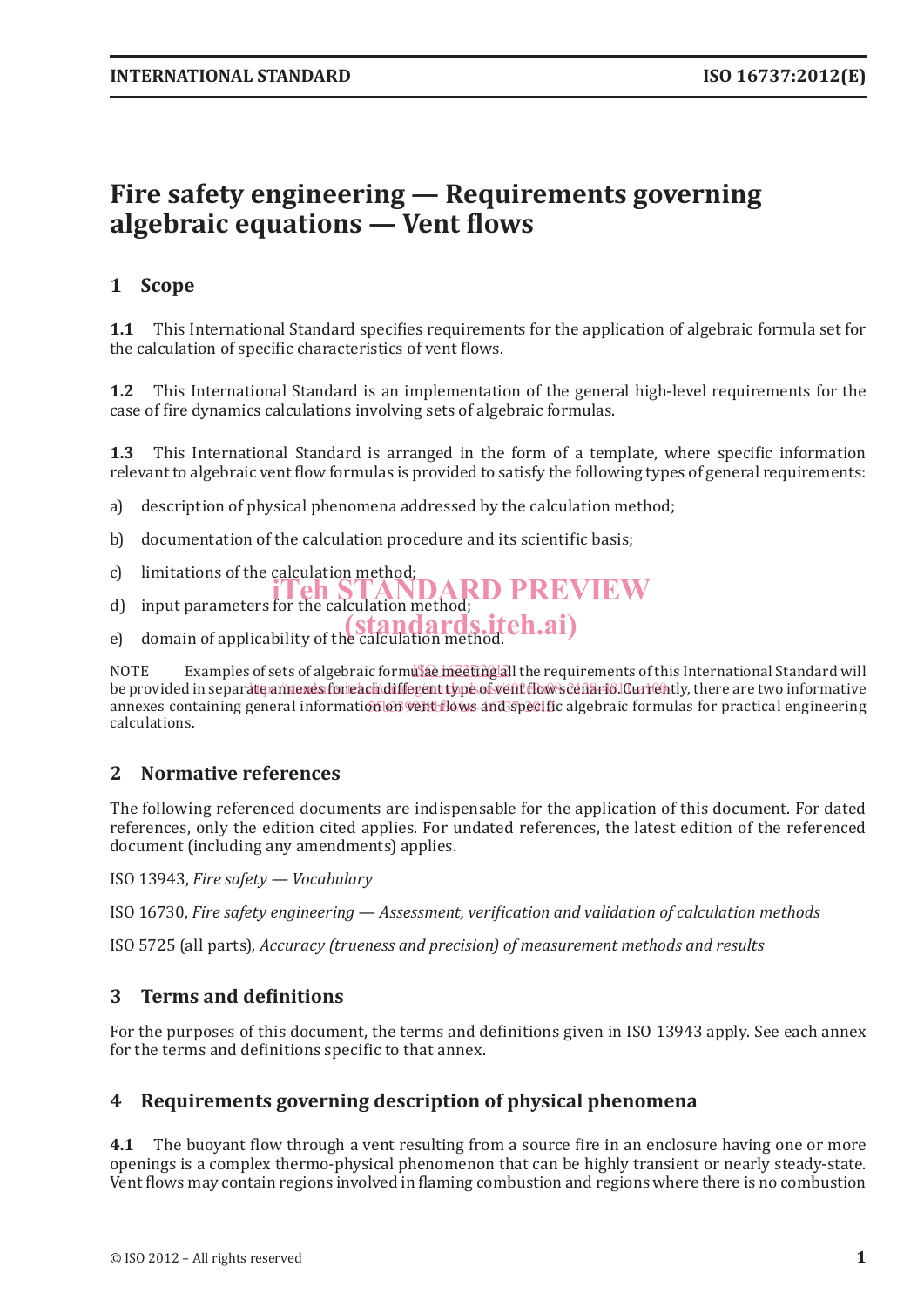# Fire safety engineering — Requirements governing algebraic equations — Vent flows

## 1 Scope

**1.1** This International Standard specifies requirements for the application of algebraic formula set for the calculation of specific characteristics of vent flows.

**1.2** This International Standard is an implementation of the general high-level requirements for the case of fire dynamics calculations involving sets of algebraic formulas.

**1.3** This International Standard is arranged in the form of a template, where specific information relevant to algebraic vent flow formulas is provided to satisfy the following types of general requirements:

a) description of physical phenomena addressed by the calculation method;

b) documentation of the calculation procedure and its scientific basis;

c) limitations of the calculation method;

d) input parameters for the calculation method;

e) domain of applicability of the calculation method.

NOTE Examples of sets of algebraic formulae meeting all the requirements of this International Standard will be provided in separate annexes for each different type of vent flows scenario. Currently, there are two informative annexes containing general information on vent flows and specific algebraic formulas for practical engineering calculations.

## 2 Normative references

The following referenced documents are indispensable for the application of this document. For dated references, only the edition cited applies. For undated references, the latest edition of the referenced document (including any amendments) applies.

ISO 13943, *Fire safety — Vocabulary*

ISO 16730, *Fire safety engineering — Assessment, verification and validation of calculation methods*

ISO 5725 (all parts), *Accuracy (trueness and precision) of measurement methods and results*

## 3 Terms and definitions

For the purposes of this document, the terms and definitions given in ISO 13943 apply. See each annex for the terms and definitions specific to that annex.

## 4 Requirements governing description of physical phenomena

**4.1** The buoyant flow through a vent resulting from a source fire in an enclosure having one or more openings is a complex thermo-physical phenomenon that can be highly transient or nearly steady-state. Vent flows may contain regions involved in flaming combustion and regions where there is no combustion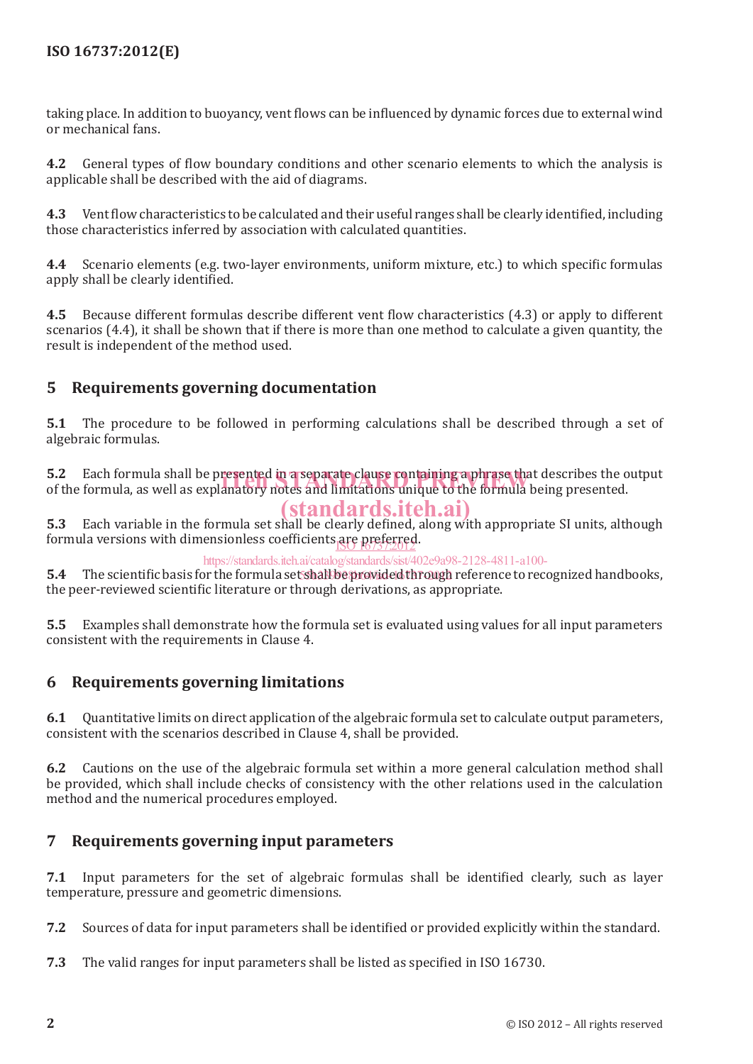taking place. In addition to buoyancy, vent flows can be influenced by dynamic forces due to external wind or mechanical fans.

**4.2** General types of flow boundary conditions and other scenario elements to which the analysis is applicable shall be described with the aid of diagrams.

**4.3** Vent flow characteristics to be calculated and their useful ranges shall be clearly identified, including those characteristics inferred by association with calculated quantities.

**4.4** Scenario elements (e.g. two-layer environments, uniform mixture, etc.) to which specific formulas apply shall be clearly identified.

**4.5** Because different formulas describe different vent flow characteristics (4.3) or apply to different scenarios (4.4), it shall be shown that if there is more than one method to calculate a given quantity, the result is independent of the method used.

## 5 Requirements governing documentation

**5.1** The procedure to be followed in performing calculations shall be described through a set of algebraic formulas.

**5.2** Each formula shall be presented in a separate clause containing a phrase that describes the output of the formula, as well as explanatory notes and limitations unique to the formula being presented.

**5.3** Each variable in the formula set shall be clearly defined, along with appropriate SI units, although formula versions with dimensionless coefficients are preferred.

**5.4** The scientific basis for the formula set shall be provided through reference to recognized handbooks, the peer-reviewed scientific literature or through derivations, as appropriate.

**5.5** Examples shall demonstrate how the formula set is evaluated using values for all input parameters consistent with the requirements in Clause 4.

## 6 Requirements governing limitations

**6.1** Quantitative limits on direct application of the algebraic formula set to calculate output parameters, consistent with the scenarios described in Clause 4, shall be provided.

**6.2** Cautions on the use of the algebraic formula set within a more general calculation method shall be provided, which shall include checks of consistency with the other relations used in the calculation method and the numerical procedures employed.

## 7 Requirements governing input parameters

**7.1** Input parameters for the set of algebraic formulas shall be identified clearly, such as layer temperature, pressure and geometric dimensions.

**7.2** Sources of data for input parameters shall be identified or provided explicitly within the standard.

**7.3** The valid ranges for input parameters shall be listed as specified in ISO 16730.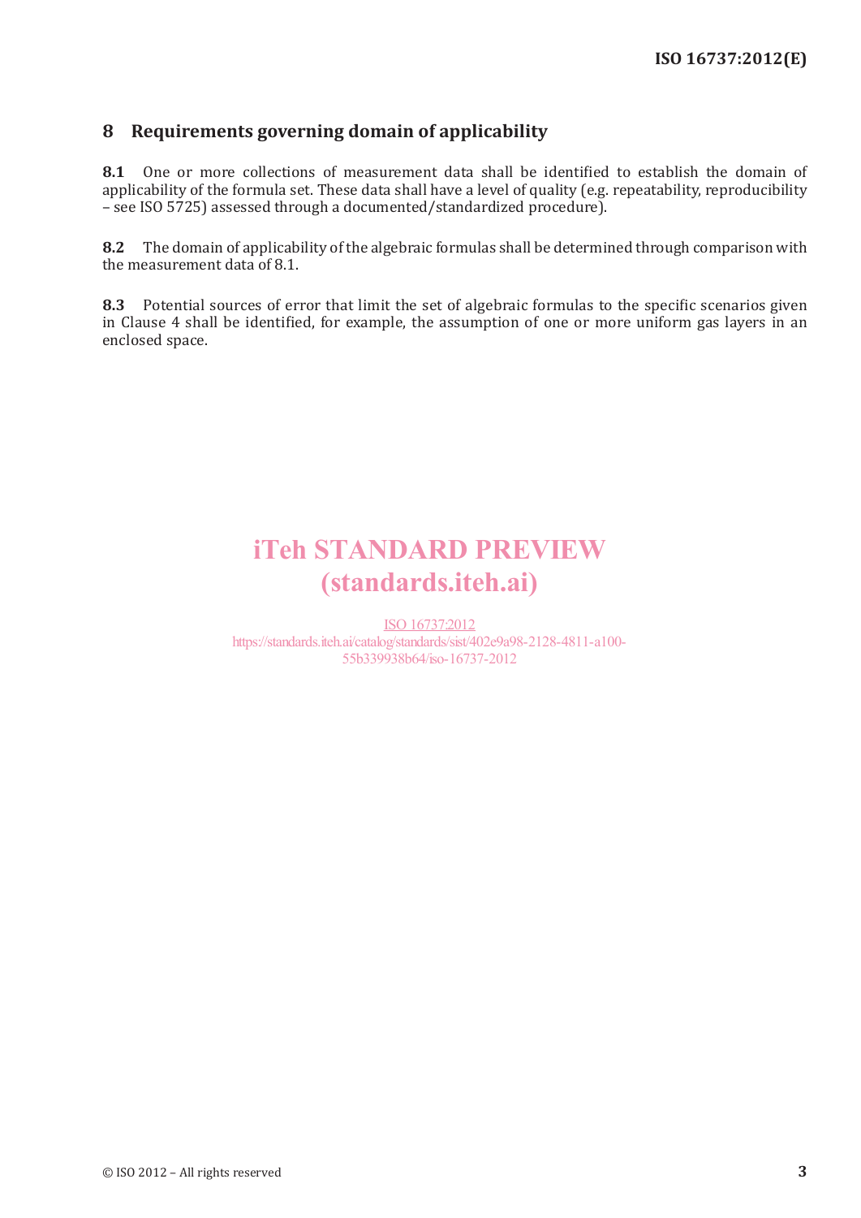## 8 Requirements governing domain of applicability

**8.1** One or more collections of measurement data shall be identified to establish the domain of applicability of the formula set. These data shall have a level of quality (e.g. repeatability, reproducibility – see ISO 5725) assessed through a documented/standardized procedure).

**8.2** The domain of applicability of the algebraic formulas shall be determined through comparison with the measurement data of 8.1.

**8.3** Potential sources of error that limit the set of algebraic formulas to the specific scenarios given in Clause 4 shall be identified, for example, the assumption of one or more uniform gas layers in an enclosed space.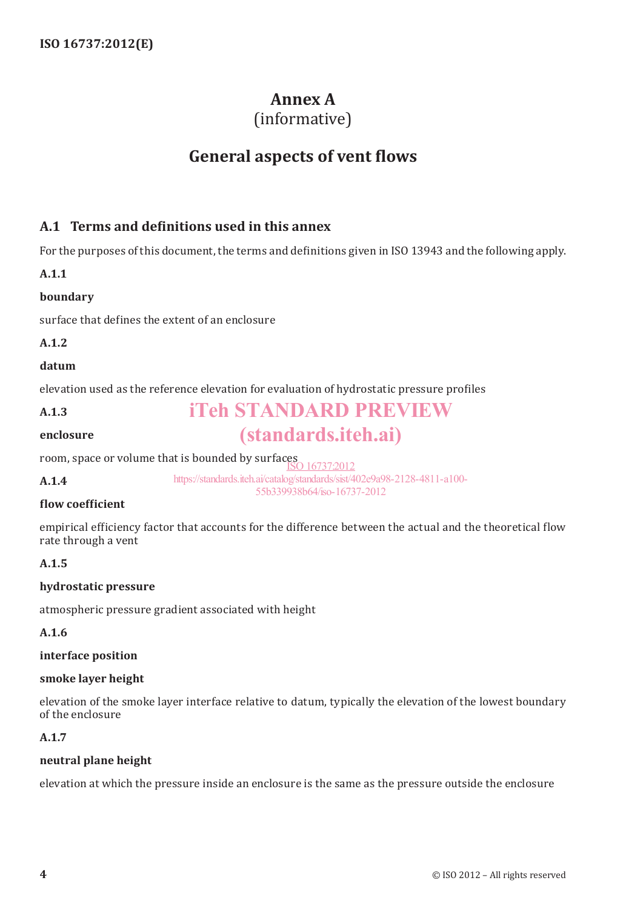# Annex A
(informative)

# General aspects of vent flows

## A.1 Terms and definitions used in this annex

For the purposes of this document, the terms and definitions given in ISO 13943 and the following apply.

**A.1.1**

**boundary**

surface that defines the extent of an enclosure

**A.1.2**

**datum**

elevation used as the reference elevation for evaluation of hydrostatic pressure profiles

**A.1.3**

**enclosure**

room, space or volume that is bounded by surfaces

**A.1.4**

**flow coefficient**

empirical efficiency factor that accounts for the difference between the actual and the theoretical flow rate through a vent

**A.1.5**

**hydrostatic pressure**

atmospheric pressure gradient associated with height

**A.1.6**

**interface position**

**smoke layer height**

elevation of the smoke layer interface relative to datum, typically the elevation of the lowest boundary of the enclosure

**A.1.7**

**neutral plane height**

elevation at which the pressure inside an enclosure is the same as the pressure outside the enclosure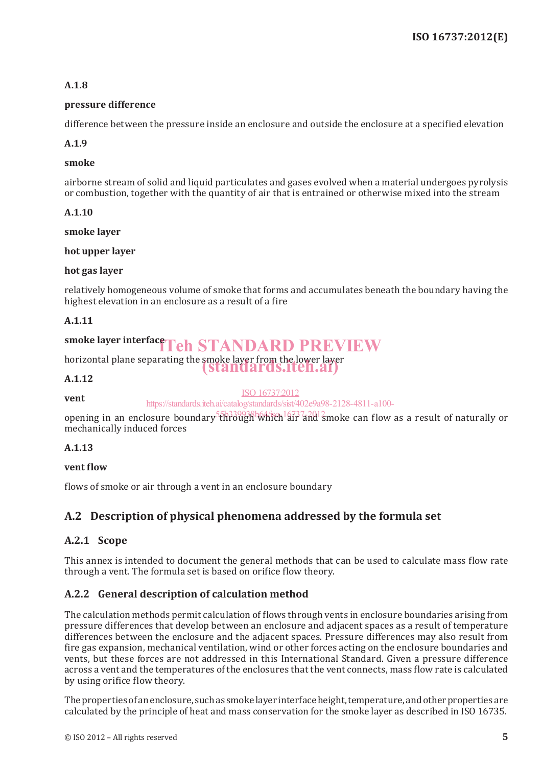**A.1.8**

**pressure difference**

difference between the pressure inside an enclosure and outside the enclosure at a specified elevation

**A.1.9**

**smoke**

airborne stream of solid and liquid particulates and gases evolved when a material undergoes pyrolysis or combustion, together with the quantity of air that is entrained or otherwise mixed into the stream

**A.1.10**

**smoke layer**

**hot upper layer**

**hot gas layer**

relatively homogeneous volume of smoke that forms and accumulates beneath the boundary having the highest elevation in an enclosure as a result of a fire

**A.1.11**

**smoke layer interface**

horizontal plane separating the smoke layer from the lower layer

**A.1.12**

**vent**

opening in an enclosure boundary through which air and smoke can flow as a result of naturally or mechanically induced forces

**A.1.13**

**vent flow**

flows of smoke or air through a vent in an enclosure boundary

## A.2 Description of physical phenomena addressed by the formula set

### A.2.1 Scope

This annex is intended to document the general methods that can be used to calculate mass flow rate through a vent. The formula set is based on orifice flow theory.

### A.2.2 General description of calculation method

The calculation methods permit calculation of flows through vents in enclosure boundaries arising from pressure differences that develop between an enclosure and adjacent spaces as a result of temperature differences between the enclosure and the adjacent spaces. Pressure differences may also result from fire gas expansion, mechanical ventilation, wind or other forces acting on the enclosure boundaries and vents, but these forces are not addressed in this International Standard. Given a pressure difference across a vent and the temperatures of the enclosures that the vent connects, mass flow rate is calculated by using orifice flow theory.

The properties of an enclosure, such as smoke layer interface height, temperature, and other properties are calculated by the principle of heat and mass conservation for the smoke layer as described in ISO 16735.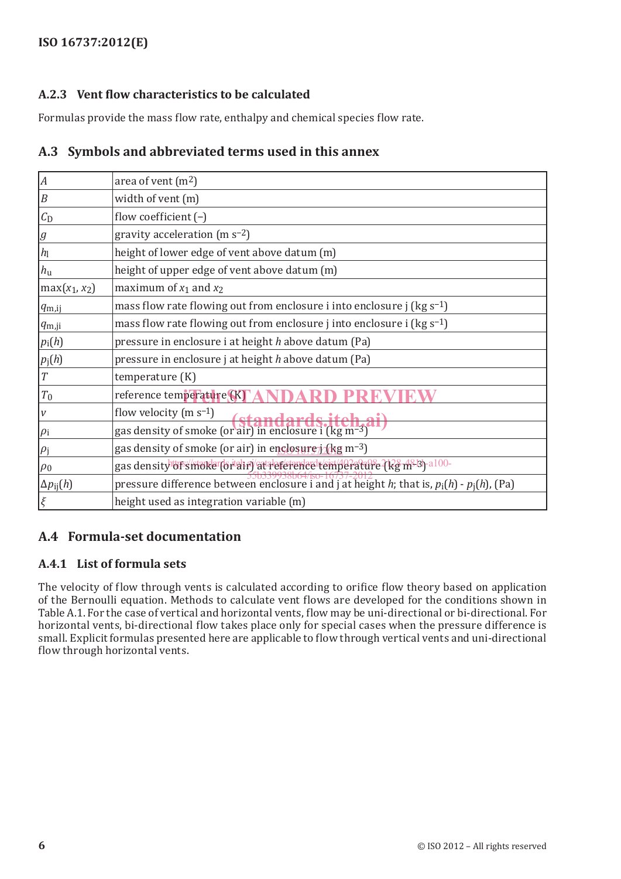### A.2.3 Vent flow characteristics to be calculated

Formulas provide the mass flow rate, enthalpy and chemical species flow rate.

## A.3 Symbols and abbreviated terms used in this annex

| | |
|---|---|
| $A$ | area of vent ($m^2$) |
| $B$ | width of vent (m) |
| $C_D$ | flow coefficient (–) |
| $g$ | gravity acceleration ($m\ s^{-2}$) |
| $h_l$ | height of lower edge of vent above datum (m) |
| $h_u$ | height of upper edge of vent above datum (m) |
| $\max(x_1, x_2)$ | maximum of $x_1$ and $x_2$ |
| $q_{m,ij}$ | mass flow rate flowing out from enclosure i into enclosure j ($kg\ s^{-1}$) |
| $q_{m,ji}$ | mass flow rate flowing out from enclosure j into enclosure i ($kg\ s^{-1}$) |
| $p_i(h)$ | pressure in enclosure i at height $h$ above datum (Pa) |
| $p_j(h)$ | pressure in enclosure j at height $h$ above datum (Pa) |
| $T$ | temperature (K) |
| $T_0$ | reference temperature (K) |
| $v$ | flow velocity ($m\ s^{-1}$) |
| $\rho_i$ | gas density of smoke (or air) in enclosure i ($kg\ m^{-3}$) |
| $\rho_j$ | gas density of smoke (or air) in enclosure j ($kg\ m^{-3}$) |
| $\rho_0$ | gas density of smoke (or air) at reference temperature ($kg\ m^{-3}$) |
| $\Delta p_{ij}(h)$ | pressure difference between enclosure i and j at height $h$; that is, $p_i(h)$ - $p_j(h)$, (Pa) |
| $\xi$ | height used as integration variable (m) |

## A.4 Formula-set documentation

### A.4.1 List of formula sets

The velocity of flow through vents is calculated according to orifice flow theory based on application of the Bernoulli equation. Methods to calculate vent flows are developed for the conditions shown in Table A.1. For the case of vertical and horizontal vents, flow may be uni-directional or bi-directional. For horizontal vents, bi-directional flow takes place only for special cases when the pressure difference is small. Explicit formulas presented here are applicable to flow through vertical vents and uni-directional flow through horizontal vents.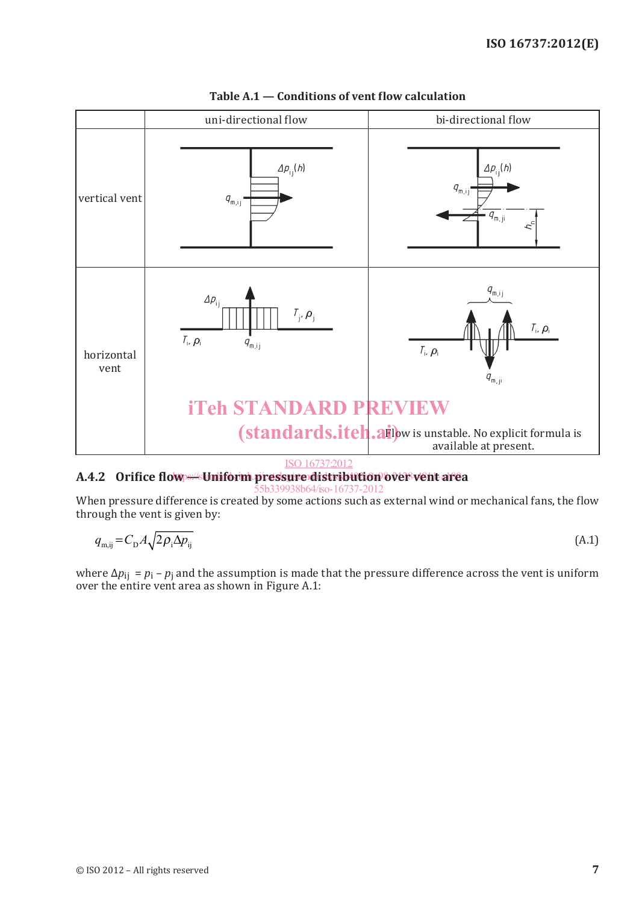Table A.1 — Conditions of vent flow calculation

| | uni-directional flow | bi-directional flow |
|---|---|---|
| vertical vent | $\Delta p_{ij}(h)$ $q_{m,ij}$ | $\Delta p_{ij}(h)$ $q_{m,ij}$ $q_{m,ji}$ $h_n$ |
| horizontal vent | $\Delta p_{ij}$ $T_j, \rho_j$ $T_i, \rho_i$ $q_{m,ij}$ | $q_{m,ij}$ $T_i, \rho_i$ $T_i, \rho_i$ $q_{m,ji}$ Flow is unstable. No explicit formula is available at present. |

### A.4.2 Orifice flow — Uniform pressure distribution over vent area

When pressure difference is created by some actions such as external wind or mechanical fans, the flow through the vent is given by:

$$q_{m,ij} = C_D A \sqrt{2 \rho_i \Delta p_{ij}} \tag{A.1}$$

where $\Delta p_{ij} = p_i - p_j$ and the assumption is made that the pressure difference across the vent is uniform over the entire vent area as shown in Figure A.1: